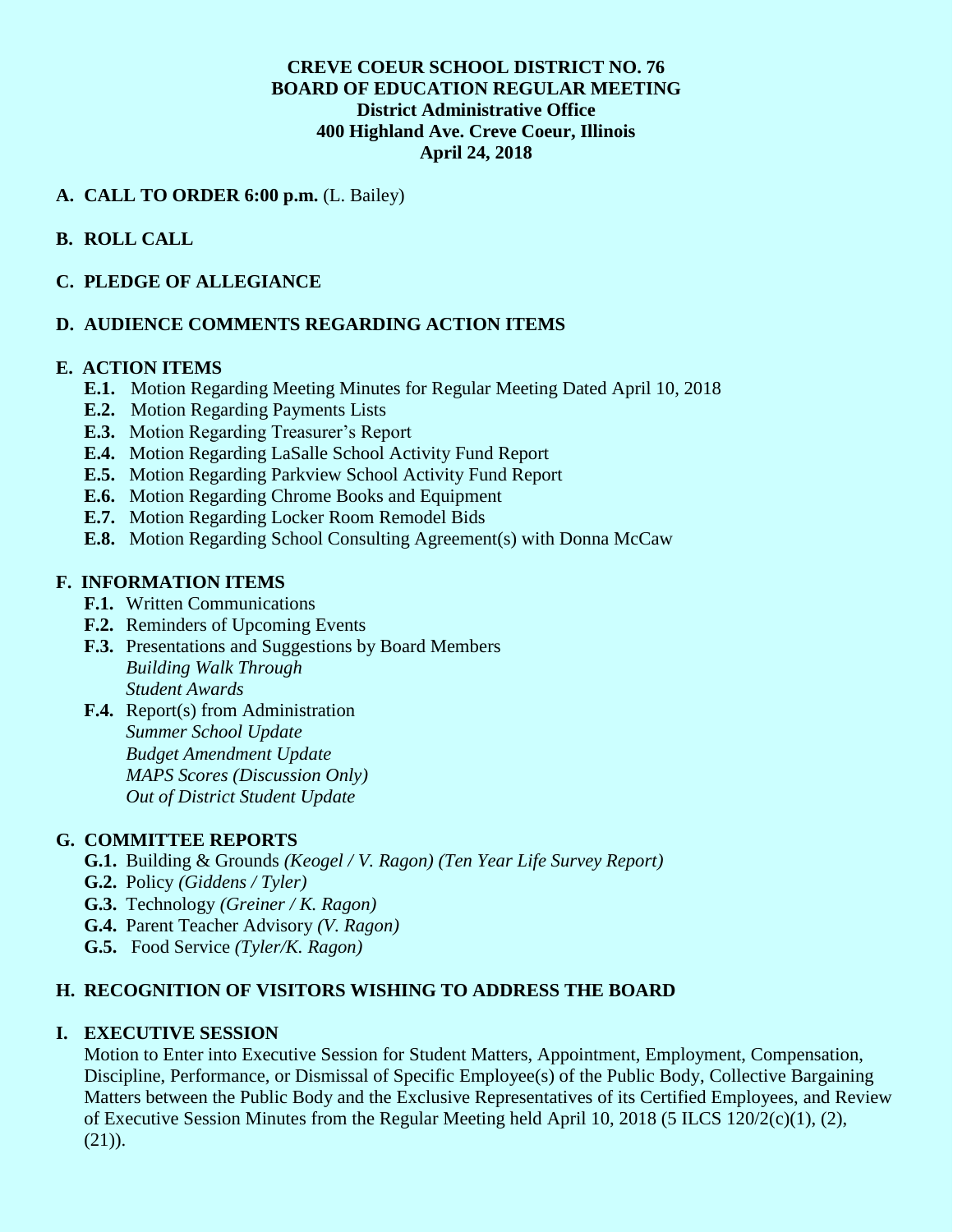**CREVE COEUR SCHOOL DISTRICT NO. 76**
**BOARD OF EDUCATION REGULAR MEETING**
**District Administrative Office**
**400 Highland Ave. Creve Coeur, Illinois**
**April 24, 2018**

## A. CALL TO ORDER 6:00 p.m. (L. Bailey)

## B. ROLL CALL

## C. PLEDGE OF ALLEGIANCE

## D. AUDIENCE COMMENTS REGARDING ACTION ITEMS

## E. ACTION ITEMS

- **E.1.** Motion Regarding Meeting Minutes for Regular Meeting Dated April 10, 2018
- **E.2.** Motion Regarding Payments Lists
- **E.3.** Motion Regarding Treasurer's Report
- **E.4.** Motion Regarding LaSalle School Activity Fund Report
- **E.5.** Motion Regarding Parkview School Activity Fund Report
- **E.6.** Motion Regarding Chrome Books and Equipment
- **E.7.** Motion Regarding Locker Room Remodel Bids
- **E.8.** Motion Regarding School Consulting Agreement(s) with Donna McCaw

## F. INFORMATION ITEMS

- **F.1.** Written Communications
- **F.2.** Reminders of Upcoming Events
- **F.3.** Presentations and Suggestions by Board Members
  - *Building Walk Through*
  - *Student Awards*
- **F.4.** Report(s) from Administration
  - *Summer School Update*
  - *Budget Amendment Update*
  - *MAPS Scores (Discussion Only)*
  - *Out of District Student Update*

## G. COMMITTEE REPORTS

- **G.1.** Building & Grounds *(Keogel / V. Ragon) (Ten Year Life Survey Report)*
- **G.2.** Policy *(Giddens / Tyler)*
- **G.3.** Technology *(Greiner / K. Ragon)*
- **G.4.** Parent Teacher Advisory *(V. Ragon)*
- **G.5.** Food Service *(Tyler/K. Ragon)*

## H. RECOGNITION OF VISITORS WISHING TO ADDRESS THE BOARD

## I. EXECUTIVE SESSION

Motion to Enter into Executive Session for Student Matters, Appointment, Employment, Compensation, Discipline, Performance, or Dismissal of Specific Employee(s) of the Public Body, Collective Bargaining Matters between the Public Body and the Exclusive Representatives of its Certified Employees, and Review of Executive Session Minutes from the Regular Meeting held April 10, 2018 (5 ILCS 120/2(c)(1), (2), (21)).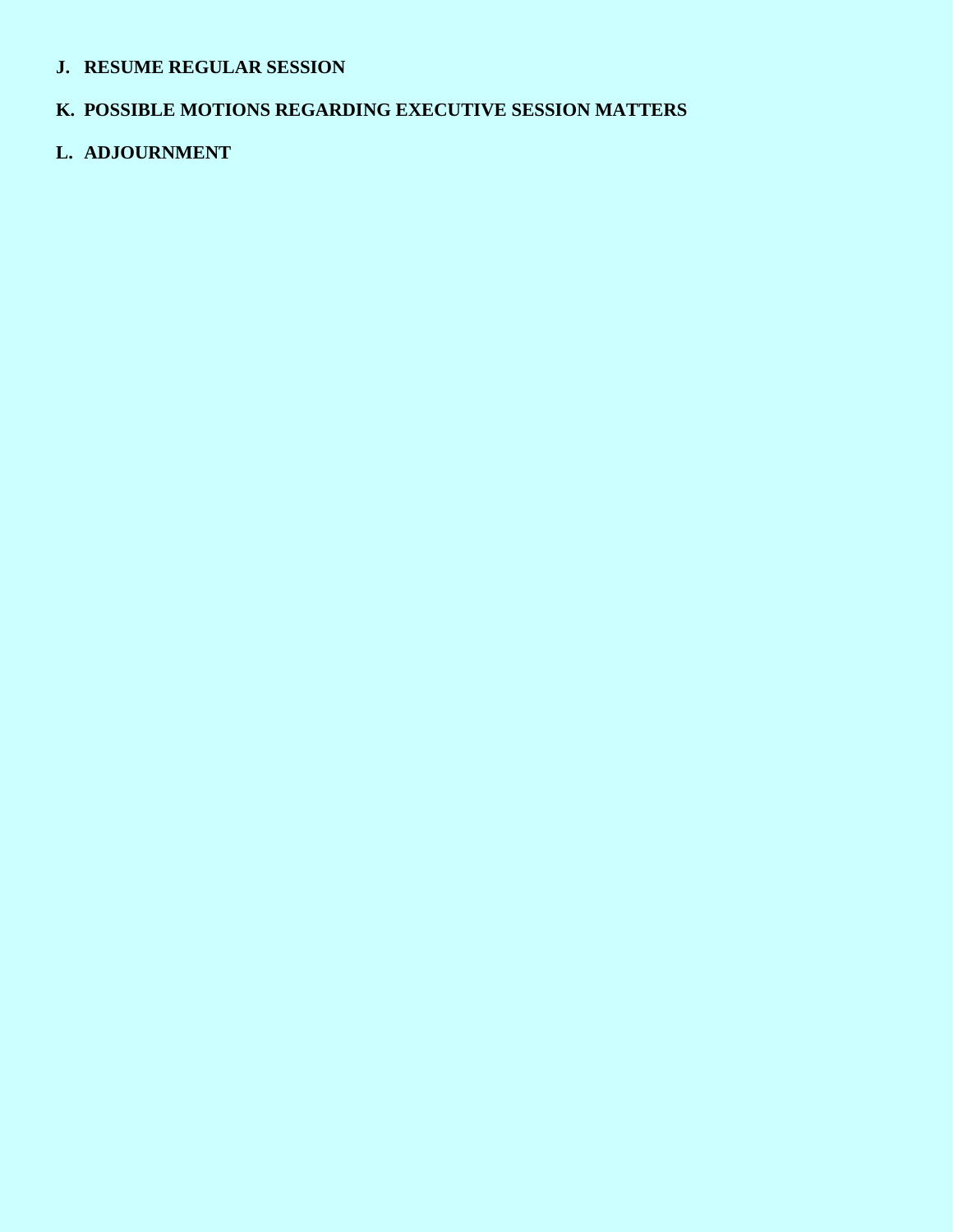**J. RESUME REGULAR SESSION**

**K. POSSIBLE MOTIONS REGARDING EXECUTIVE SESSION MATTERS**

**L. ADJOURNMENT**